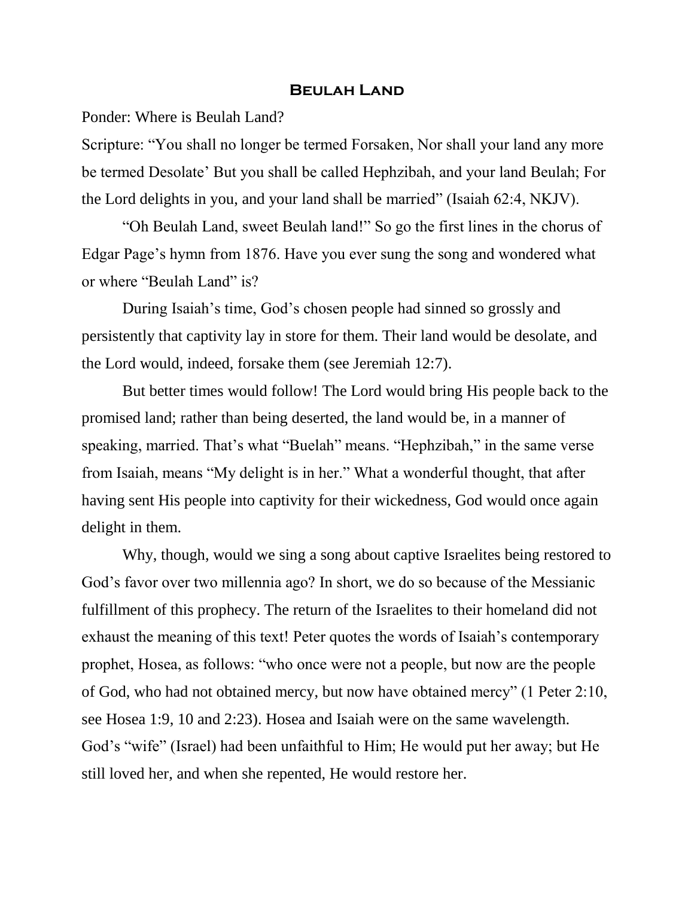## Beulah Land

Ponder: Where is Beulah Land?

Scripture: "You shall no longer be termed Forsaken, Nor shall your land any more be termed Desolate' But you shall be called Hephzibah, and your land Beulah; For the Lord delights in you, and your land shall be married" (Isaiah 62:4, NKJV).

"Oh Beulah Land, sweet Beulah land!" So go the first lines in the chorus of Edgar Page's hymn from 1876. Have you ever sung the song and wondered what or where "Beulah Land" is?

During Isaiah's time, God's chosen people had sinned so grossly and persistently that captivity lay in store for them. Their land would be desolate, and the Lord would, indeed, forsake them (see Jeremiah 12:7).

But better times would follow! The Lord would bring His people back to the promised land; rather than being deserted, the land would be, in a manner of speaking, married. That's what "Buelah" means. "Hephzibah," in the same verse from Isaiah, means "My delight is in her." What a wonderful thought, that after having sent His people into captivity for their wickedness, God would once again delight in them.

Why, though, would we sing a song about captive Israelites being restored to God's favor over two millennia ago? In short, we do so because of the Messianic fulfillment of this prophecy. The return of the Israelites to their homeland did not exhaust the meaning of this text! Peter quotes the words of Isaiah's contemporary prophet, Hosea, as follows: "who once were not a people, but now are the people of God, who had not obtained mercy, but now have obtained mercy" (1 Peter 2:10, see Hosea 1:9, 10 and 2:23). Hosea and Isaiah were on the same wavelength. God's "wife" (Israel) had been unfaithful to Him; He would put her away; but He still loved her, and when she repented, He would restore her.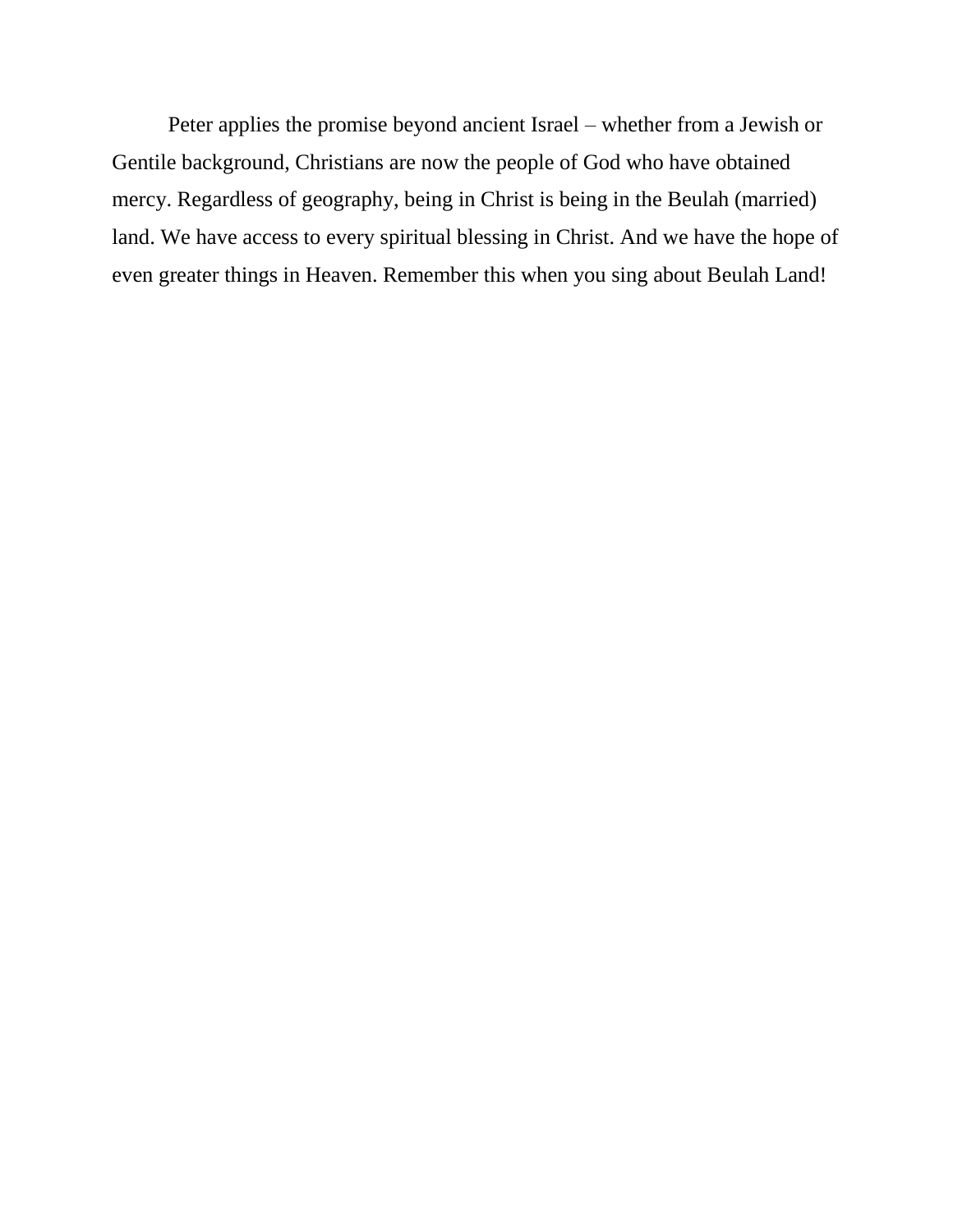Peter applies the promise beyond ancient Israel – whether from a Jewish or Gentile background, Christians are now the people of God who have obtained mercy. Regardless of geography, being in Christ is being in the Beulah (married) land. We have access to every spiritual blessing in Christ. And we have the hope of even greater things in Heaven. Remember this when you sing about Beulah Land!